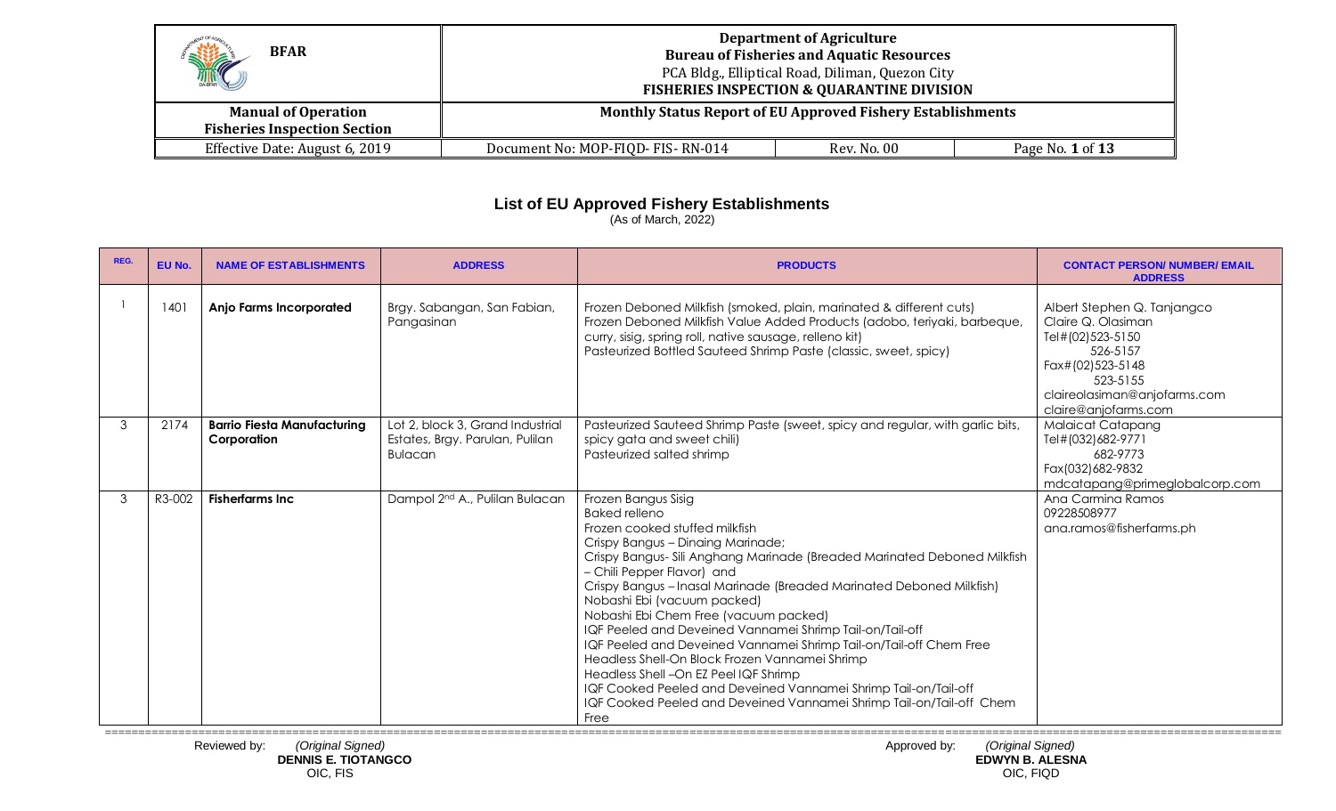| BFAR | Department of Agriculture<br>Bureau of Fisheries and Aquatic Resources<br>PCA Bldg., Elliptical Road, Diliman, Quezon City<br>FISHERIES INSPECTION & QUARANTINE DIVISION | | |
|---|---|---|---|
| Manual of Operation<br>Fisheries Inspection Section | Monthly Status Report of EU Approved Fishery Establishments | | |
| Effective Date: August 6, 2019 | Document No: MOP-FIQD- FIS- RN-014 | Rev. No. 00 | Page No. 1 of 13 |

## List of EU Approved Fishery Establishments

(As of March, 2022)

| REG. | EU No. | NAME OF ESTABLISHMENTS | ADDRESS | PRODUCTS | CONTACT PERSON/ NUMBER/ EMAIL ADDRESS |
|---|---|---|---|---|---|
| 1 | 1401 | **Anjo Farms Incorporated** | Brgy. Sabangan, San Fabian, Pangasinan | Frozen Deboned Milkfish (smoked, plain, marinated & different cuts)<br>Frozen Deboned Milkfish Value Added Products (adobo, teriyaki, barbeque, curry, sisig, spring roll, native sausage, relleno kit)<br>Pasteurized Bottled Sauteed Shrimp Paste (classic, sweet, spicy) | Albert Stephen Q. Tanjangco<br>Claire Q. Olasiman<br>Tel#(02)523-5150<br>526-5157<br>Fax#(02)523-5148<br>523-5155<br>claireolasiman@anjofarms.com<br>claire@anjofarms.com |
| 3 | 2174 | **Barrio Fiesta Manufacturing Corporation** | Lot 2, block 3, Grand Industrial Estates, Brgy. Parulan, Pulilan Bulacan | Pasteurized Sauteed Shrimp Paste (sweet, spicy and regular, with garlic bits, spicy gata and sweet chili)<br>Pasteurized salted shrimp | Malaicat Catapang<br>Tel#(032)682-9771<br>682-9773<br>Fax(032)682-9832<br>mdcatapang@primeglobalcorp.com |
| 3 | R3-002 | **Fisherfarms Inc** | Dampol 2nd A., Pulilan Bulacan | Frozen Bangus Sisig<br>Baked relleno<br>Frozen cooked stuffed milkfish<br>Crispy Bangus – Dinaing Marinade;<br>Crispy Bangus- Sili Anghang Marinade (Breaded Marinated Deboned Milkfish – Chili Pepper Flavor) and<br>Crispy Bangus – Inasal Marinade (Breaded Marinated Deboned Milkfish)<br>Nobashi Ebi (vacuum packed)<br>Nobashi Ebi Chem Free (vacuum packed)<br>IQF Peeled and Deveined Vannamei Shrimp Tail-on/Tail-off<br>IQF Peeled and Deveined Vannamei Shrimp Tail-on/Tail-off Chem Free<br>Headless Shell-On Block Frozen Vannamei Shrimp<br>Headless Shell –On EZ Peel IQF Shrimp<br>IQF Cooked Peeled and Deveined Vannamei Shrimp Tail-on/Tail-off<br>IQF Cooked Peeled and Deveined Vannamei Shrimp Tail-on/Tail-off Chem Free | Ana Carmina Ramos<br>09228508977<br>ana.ramos@fisherfarms.ph |

Reviewed by: *(Original Signed)*
**DENNIS E. TIOTANGCO**
OIC, FIS

Approved by: *(Original Signed)*
**EDWYN B. ALESNA**
OIC, FIQD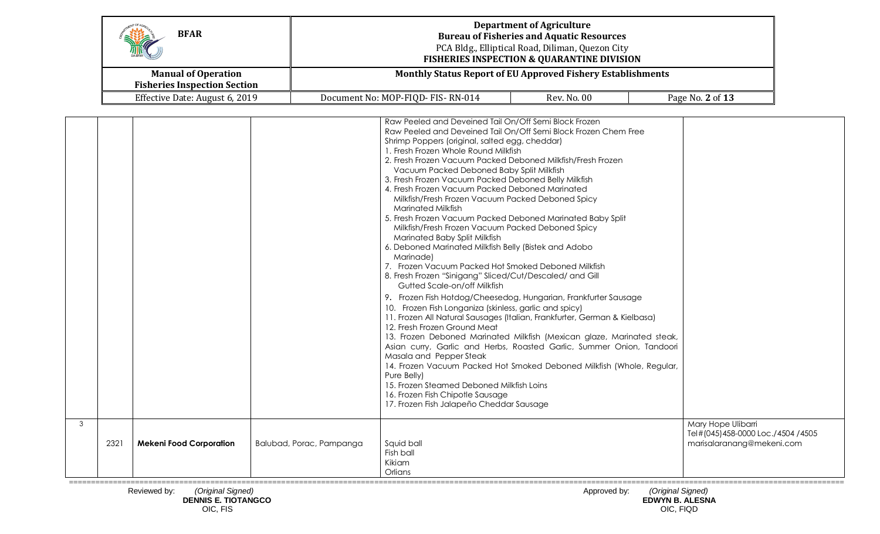| | | | | | |
|---|---|---|---|---|---|
| | | | | Raw Peeled and Deveined Tail On/Off Semi Block Frozen<br>Raw Peeled and Deveined Tail On/Off Semi Block Frozen Chem Free<br>Shrimp Poppers (original, salted egg, cheddar)<br>1. Fresh Frozen Whole Round Milkfish<br>2. Fresh Frozen Vacuum Packed Deboned Milkfish/Fresh Frozen Vacuum Packed Deboned Baby Split Milkfish<br>3. Fresh Frozen Vacuum Packed Deboned Belly Milkfish<br>4. Fresh Frozen Vacuum Packed Deboned Marinated Milkfish/Fresh Frozen Vacuum Packed Deboned Spicy Marinated Milkfish<br>5. Fresh Frozen Vacuum Packed Deboned Marinated Baby Split Milkfish/Fresh Frozen Vacuum Packed Deboned Spicy Marinated Baby Split Milkfish<br>6. Deboned Marinated Milkfish Belly (Bistek and Adobo Marinade)<br>7. Frozen Vacuum Packed Hot Smoked Deboned Milkfish<br>8. Fresh Frozen "Sinigang" Sliced/Cut/Descaled/ and Gill Gutted Scale-on/off Milkfish<br>9. Frozen Fish Hotdog/Cheesedog, Hungarian, Frankfurter Sausage<br>10. Frozen Fish Longaniza (skinless, garlic and spicy)<br>11. Frozen All Natural Sausages (Italian, Frankfurter, German & Kielbasa)<br>12. Fresh Frozen Ground Meat<br>13. Frozen Deboned Marinated Milkfish (Mexican glaze, Marinated steak, Asian curry, Garlic and Herbs, Roasted Garlic, Summer Onion, Tandoori Masala and Pepper Steak<br>14. Frozen Vacuum Packed Hot Smoked Deboned Milkfish (Whole, Regular, Pure Belly)<br>15. Frozen Steamed Deboned Milkfish Loins<br>16. Frozen Fish Chipotle Sausage<br>17. Frozen Fish Jalapeño Cheddar Sausage | |
| 3 | 2321 | **Mekeni Food Corporation** | Balubad, Porac, Pampanga | Squid ball<br>Fish ball<br>Kikiam<br>Orlians | Mary Hope Ulibarri<br>Tel#(045)458-0000 Loc./4504 /4505<br>marisalaranang@mekeni.com |

Reviewed by: *(Original Signed)*
**DENNIS E. TIOTANGCO**
OIC, FIS

Approved by: *(Original Signed)*
**EDWYN B. ALESNA**
OIC, FIQD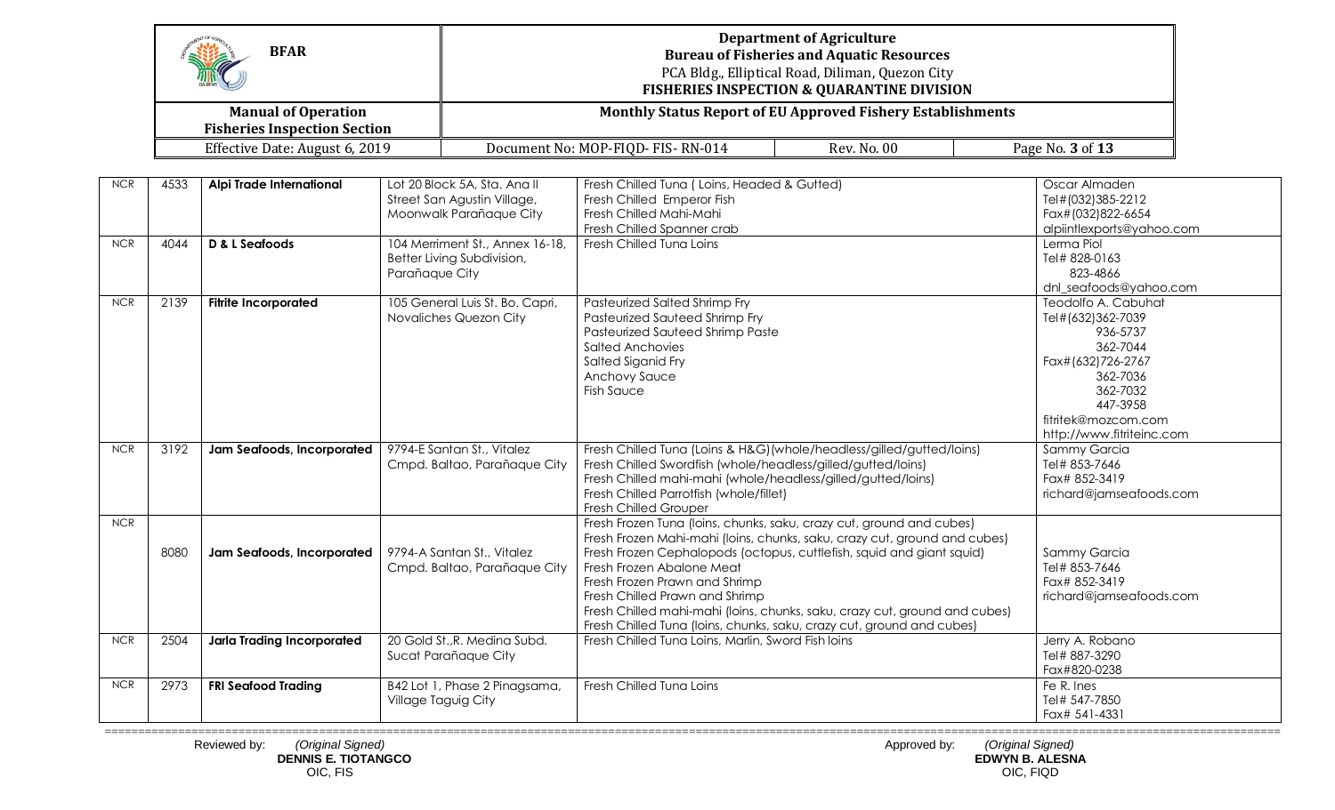| NCR | 4533 | **Alpi Trade International** | Lot 20 Block 5A, Sta. Ana II Street San Agustin Village, Moonwalk Parañaque City | Fresh Chilled Tuna ( Loins, Headed & Gutted)<br>Fresh Chilled Emperor Fish<br>Fresh Chilled Mahi-Mahi<br>Fresh Chilled Spanner crab | Oscar Almaden<br>Tel#(032)385-2212<br>Fax#(032)822-6654<br>alpiintlexports@yahoo.com |
|---|---|---|---|---|---|
| NCR | 4044 | **D & L Seafoods** | 104 Merriment St., Annex 16-18, Better Living Subdivision, Parañaque City | Fresh Chilled Tuna Loins | Lerma Piol<br>Tel# 828-0163<br>823-4866<br>dnl_seafoods@yahoo.com |
| NCR | 2139 | **Fitrite Incorporated** | 105 General Luis St. Bo. Capri, Novaliches Quezon City | Pasteurized Salted Shrimp Fry<br>Pasteurized Sauteed Shrimp Fry<br>Pasteurized Sauteed Shrimp Paste<br>Salted Anchovies<br>Salted Siganid Fry<br>Anchovy Sauce<br>Fish Sauce | Teodolfo A. Cabuhat<br>Tel#(632)362-7039<br>936-5737<br>362-7044<br>Fax#(632)726-2767<br>362-7036<br>362-7032<br>447-3958<br>fitritek@mozcom.com<br>http://www.fitriteinc.com |
| NCR | 3192 | **Jam Seafoods, Incorporated** | 9794-E Santan St., Vitalez Cmpd. Baltao, Parañaque City | Fresh Chilled Tuna (Loins & H&G)(whole/headless/gilled/gutted/loins)<br>Fresh Chilled Swordfish (whole/headless/gilled/gutted/loins)<br>Fresh Chilled mahi-mahi (whole/headless/gilled/gutted/loins)<br>Fresh Chilled Parrotfish (whole/fillet)<br>Fresh Chilled Grouper | Sammy Garcia<br>Tel# 853-7646<br>Fax# 852-3419<br>richard@jamseafoods.com |
| NCR | 8080 | **Jam Seafoods, Incorporated** | 9794-A Santan St., Vitalez Cmpd. Baltao, Parañaque City | Fresh Frozen Tuna (loins, chunks, saku, crazy cut, ground and cubes)<br>Fresh Frozen Mahi-mahi (loins, chunks, saku, crazy cut, ground and cubes)<br>Fresh Frozen Cephalopods (octopus, cuttlefish, squid and giant squid)<br>Fresh Frozen Abalone Meat<br>Fresh Frozen Prawn and Shrimp<br>Fresh Chilled Prawn and Shrimp<br>Fresh Chilled mahi-mahi (loins, chunks, saku, crazy cut, ground and cubes)<br>Fresh Chilled Tuna (loins, chunks, saku, crazy cut, ground and cubes) | Sammy Garcia<br>Tel# 853-7646<br>Fax# 852-3419<br>richard@jamseafoods.com |
| NCR | 2504 | **Jarla Trading Incorporated** | 20 Gold St.,R. Medina Subd. Sucat Parañaque City | Fresh Chilled Tuna Loins, Marlin, Sword Fish loins | Jerry A. Robano<br>Tel# 887-3290<br>Fax#820-0238 |
| NCR | 2973 | **FRI Seafood Trading** | B42 Lot 1, Phase 2 Pinagsama, Village Taguig City | Fresh Chilled Tuna Loins | Fe R. Ines<br>Tel# 547-7850<br>Fax# 541-4331 |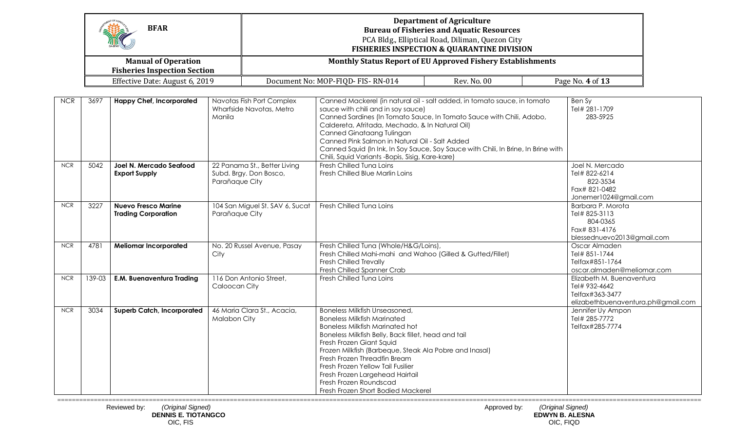| NCR | 3697 | **Happy Chef, Incorporated** | Navotas Fish Port Complex Wharfside Navotas, Metro Manila | Canned Mackerel (in natural oil - salt added, in tomato sauce, in tomato sauce with chili and in soy sauce)<br>Canned Sardines (In Tomato Sauce, In Tomato Sauce with Chili, Adobo, Caldereta, Afritada, Mechado, & In Natural Oil)<br>Canned Ginataang Tulingan<br>Canned Pink Salmon in Natural Oil - Salt Added<br>Canned Squid (In Ink, In Soy Sauce, Soy Sauce with Chili, In Brine, In Brine with Chili, Squid Variants -Bopis, Sisig, Kare-kare) | Ben Sy<br>Tel# 281-1709<br>283-5925 |
|---|---|---|---|---|---|
| NCR | 5042 | **Joel N. Mercado Seafood Export Supply** | 22 Panama St., Better Living Subd. Brgy. Don Bosco, Parañaque City | Fresh Chilled Tuna Loins<br>Fresh Chilled Blue Marlin Loins | Joel N. Mercado<br>Tel# 822-6214<br>822-3534<br>Fax# 821-0482<br>Jonemer1024@gmail.com |
| NCR | 3227 | **Nuevo Fresco Marine Trading Corporation** | 104 San Miguel St. SAV 6, Sucat Parañaque City | Fresh Chilled Tuna Loins | Barbara P. Morota<br>Tel# 825-3113<br>804-0365<br>Fax# 831-4176<br>blessednuevo2013@gmail.com |
| NCR | 4781 | **Meliomar Incorporated** | No. 20 Russel Avenue, Pasay City | Fresh Chilled Tuna (Whole/H&G/Loins),<br>Fresh Chilled Mahi-mahi and Wahoo (Gilled & Gutted/Fillet)<br>Fresh Chilled Trevally<br>Fresh Chilled Spanner Crab | Oscar Almaden<br>Tel# 851-1744<br>Telfax#851-1764<br>oscar.almaden@meliomar.com |
| NCR | 139-03 | **E.M. Buenaventura Trading** | 116 Don Antonio Street, Caloocan City | Fresh Chilled Tuna Loins | Elizabeth M. Buenaventura<br>Tel# 932-4642<br>Telfax#363-3477<br>elizabethbuenaventura.ph@gmail.com |
| NCR | 3034 | **Superb Catch, Incorporated** | 46 Maria Clara St., Acacia, Malabon City | Boneless Milkfish Unseasoned,<br>Boneless Milkfish Marinated<br>Boneless Milkfish Marinated hot<br>Boneless Milkfish Belly, Back fillet, head and tail<br>Fresh Frozen Giant Squid<br>Frozen Milkfish (Barbeque, Steak Ala Pobre and Inasal)<br>Fresh Frozen Threadfin Bream<br>Fresh Frozen Yellow Tail Fusilier<br>Fresh Frozen Largehead Hairtail<br>Fresh Frozen Roundscad<br>Fresh Frozen Short Bodied Mackerel | Jennifer Uy Ampon<br>Tel# 285-7772<br>Telfax#285-7774 |

Reviewed by: *(Original Signed)*
**DENNIS E. TIOTANGCO**
OIC, FIS

Approved by: *(Original Signed)*
**EDWYN B. ALESNA**
OIC, FIQD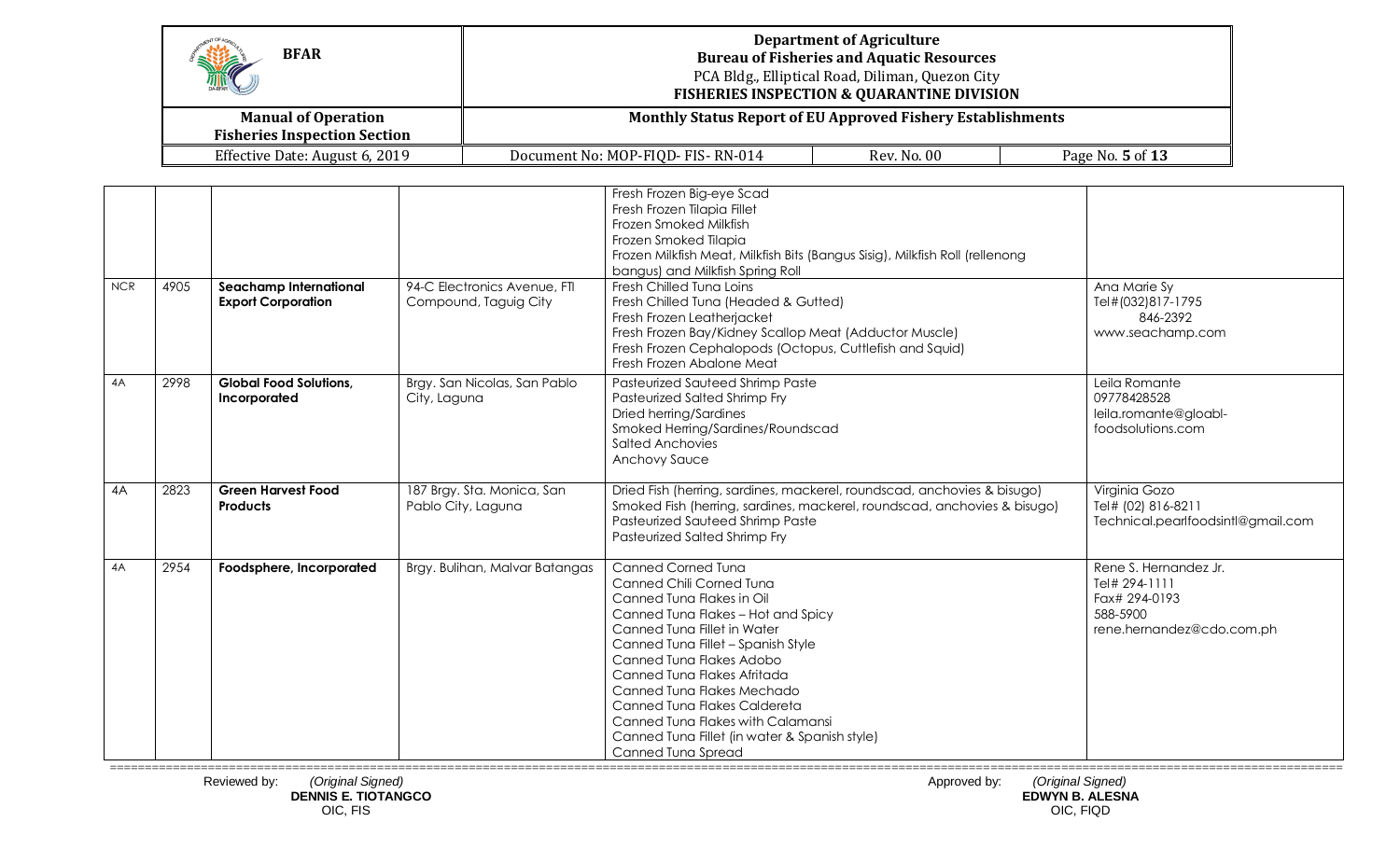| | | | | | |
|---|---|---|---|---|---|
| | | | | Fresh Frozen Big-eye Scad<br>Fresh Frozen Tilapia Fillet<br>Frozen Smoked Milkfish<br>Frozen Smoked Tilapia<br>Frozen Milkfish Meat, Milkfish Bits (Bangus Sisig), Milkfish Roll (rellenong bangus) and Milkfish Spring Roll | |
| NCR | 4905 | **Seachamp International Export Corporation** | 94-C Electronics Avenue, FTI Compound, Taguig City | Fresh Chilled Tuna Loins<br>Fresh Chilled Tuna (Headed & Gutted)<br>Fresh Frozen Leatherjacket<br>Fresh Frozen Bay/Kidney Scallop Meat (Adductor Muscle)<br>Fresh Frozen Cephalopods (Octopus, Cuttlefish and Squid)<br>Fresh Frozen Abalone Meat | Ana Marie Sy<br>Tel#(032)817-1795<br>846-2392<br>www.seachamp.com |
| 4A | 2998 | **Global Food Solutions, Incorporated** | Brgy. San Nicolas, San Pablo City, Laguna | Pasteurized Sauteed Shrimp Paste<br>Pasteurized Salted Shrimp Fry<br>Dried herring/Sardines<br>Smoked Herring/Sardines/Roundscad<br>Salted Anchovies<br>Anchovy Sauce | Leila Romante<br>09778428528<br>leila.romante@gloabl-foodsolutions.com |
| 4A | 2823 | **Green Harvest Food Products** | 187 Brgy. Sta. Monica, San Pablo City, Laguna | Dried Fish (herring, sardines, mackerel, roundscad, anchovies & bisugo)<br>Smoked Fish (herring, sardines, mackerel, roundscad, anchovies & bisugo)<br>Pasteurized Sauteed Shrimp Paste<br>Pasteurized Salted Shrimp Fry | Virginia Gozo<br>Tel# (02) 816-8211<br>Technical.pearlfoodsintl@gmail.com |
| 4A | 2954 | **Foodsphere, Incorporated** | Brgy. Bulihan, Malvar Batangas | Canned Corned Tuna<br>Canned Chili Corned Tuna<br>Canned Tuna Flakes in Oil<br>Canned Tuna Flakes – Hot and Spicy<br>Canned Tuna Fillet in Water<br>Canned Tuna Fillet – Spanish Style<br>Canned Tuna Flakes Adobo<br>Canned Tuna Flakes Afritada<br>Canned Tuna Flakes Mechado<br>Canned Tuna Flakes Caldereta<br>Canned Tuna Flakes with Calamansi<br>Canned Tuna Fillet (in water & Spanish style)<br>Canned Tuna Spread | Rene S. Hernandez Jr.<br>Tel# 294-1111<br>Fax# 294-0193<br>588-5900<br>rene.hernandez@cdo.com.ph |

Reviewed by: *(Original Signed)*
**DENNIS E. TIOTANGCO**
OIC, FIS

Approved by: *(Original Signed)*
**EDWYN B. ALESNA**
OIC, FIQD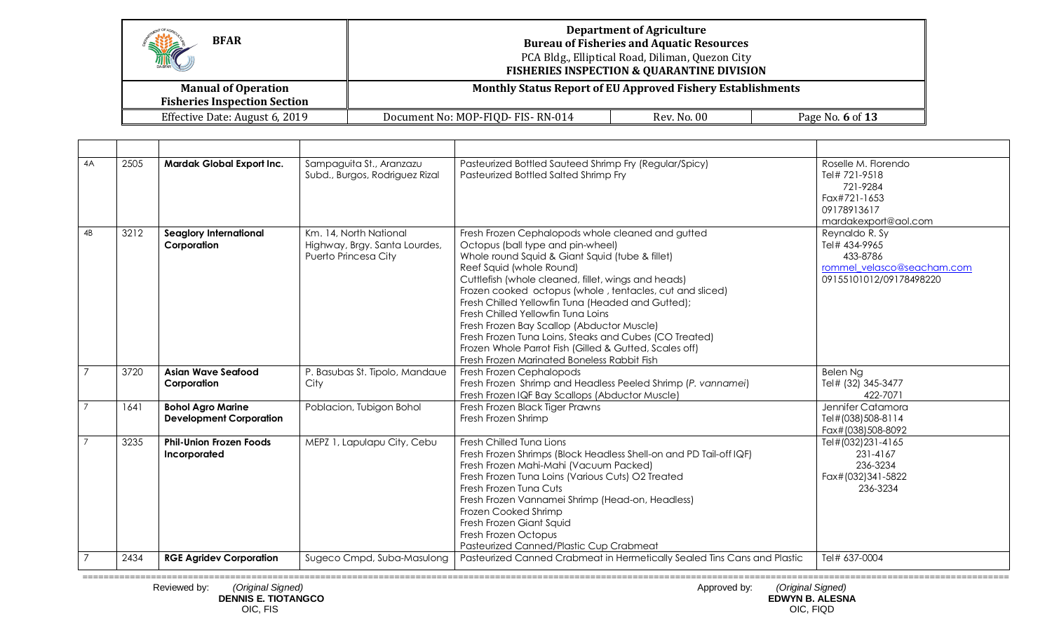| | | | | | |
|---|---|---|---|---|---|
| 4A | 2505 | **Mardak Global Export Inc.** | Sampaguita St., Aranzazu Subd., Burgos, Rodriguez Rizal | Pasteurized Bottled Sauteed Shrimp Fry (Regular/Spicy)<br>Pasteurized Bottled Salted Shrimp Fry | Roselle M. Florendo<br>Tel# 721-9518<br>721-9284<br>Fax#721-1653<br>09178913617<br>mardakexport@aol.com |
| 4B | 3212 | **Seaglory International Corporation** | Km. 14, North National Highway, Brgy. Santa Lourdes, Puerto Princesa City | Fresh Frozen Cephalopods whole cleaned and gutted<br>Octopus (ball type and pin-wheel)<br>Whole round Squid & Giant Squid (tube & fillet)<br>Reef Squid (whole Round)<br>Cuttlefish (whole cleaned, fillet, wings and heads)<br>Frozen cooked octopus (whole , tentacles, cut and sliced)<br>Fresh Chilled Yellowfin Tuna (Headed and Gutted);<br>Fresh Chilled Yellowfin Tuna Loins<br>Fresh Frozen Bay Scallop (Abductor Muscle)<br>Fresh Frozen Tuna Loins, Steaks and Cubes (CO Treated)<br>Frozen Whole Parrot Fish (Gilled & Gutted, Scales off)<br>Fresh Frozen Marinated Boneless Rabbit Fish | Reynaldo R. Sy<br>Tel# 434-9965<br>433-8786<br>rommel_velasco@seacham.com<br>09155101012/09178498220 |
| 7 | 3720 | **Asian Wave Seafood Corporation** | P. Basubas St. Tipolo, Mandaue City | Fresh Frozen Cephalopods<br>Fresh Frozen Shrimp and Headless Peeled Shrimp (*P. vannamei*)<br>Fresh Frozen IQF Bay Scallops (Abductor Muscle) | Belen Ng<br>Tel# (32) 345-3477<br>422-7071 |
| 7 | 1641 | **Bohol Agro Marine Development Corporation** | Poblacion, Tubigon Bohol | Fresh Frozen Black Tiger Prawns<br>Fresh Frozen Shrimp | Jennifer Catamora<br>Tel#(038)508-8114<br>Fax#(038)508-8092 |
| 7 | 3235 | **Phil-Union Frozen Foods Incorporated** | MEPZ 1, Lapulapu City, Cebu | Fresh Chilled Tuna Lions<br>Fresh Frozen Shrimps (Block Headless Shell-on and PD Tail-off IQF)<br>Fresh Frozen Mahi-Mahi (Vacuum Packed)<br>Fresh Frozen Tuna Loins (Various Cuts) O2 Treated<br>Fresh Frozen Tuna Cuts<br>Fresh Frozen Vannamei Shrimp (Head-on, Headless)<br>Frozen Cooked Shrimp<br>Fresh Frozen Giant Squid<br>Fresh Frozen Octopus<br>Pasteurized Canned/Plastic Cup Crabmeat | Tel#(032)231-4165<br>231-4167<br>236-3234<br>Fax#(032)341-5822<br>236-3234 |
| 7 | 2434 | **RGE Agridev Corporation** | Sugeco Cmpd, Suba-Masulong | Pasteurized Canned Crabmeat in Hermetically Sealed Tins Cans and Plastic | Tel# 637-0004 |

Reviewed by: *(Original Signed)*
**DENNIS E. TIOTANGCO**
OIC, FIS

Approved by: *(Original Signed)*
**EDWYN B. ALESNA**
OIC, FIQD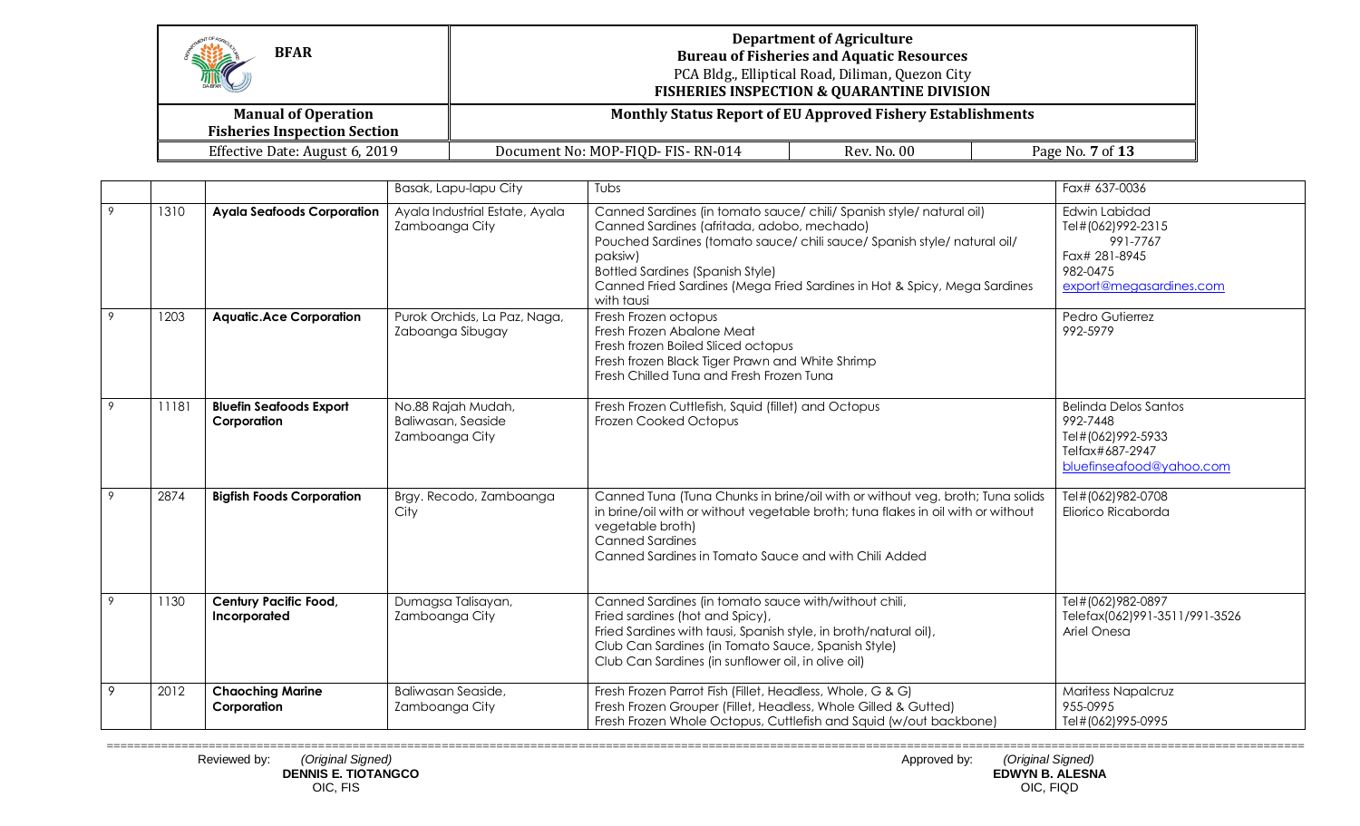|  |  |  | Basak, Lapu-lapu City | Tubs | Fax# 637-0036 |
|---|---|---|---|---|---|
| 9 | 1310 | **Ayala Seafoods Corporation** | Ayala Industrial Estate, Ayala Zamboanga City | Canned Sardines (in tomato sauce/ chili/ Spanish style/ natural oil)<br>Canned Sardines (afritada, adobo, mechado)<br>Pouched Sardines (tomato sauce/ chili sauce/ Spanish style/ natural oil/ paksiw)<br>Bottled Sardines (Spanish Style)<br>Canned Fried Sardines (Mega Fried Sardines in Hot & Spicy, Mega Sardines with tausi | Edwin Labidad<br>Tel#(062)992-2315<br>991-7767<br>Fax# 281-8945<br>982-0475<br>export@megasardines.com |
| 9 | 1203 | **Aquatic.Ace Corporation** | Purok Orchids, La Paz, Naga, Zaboanga Sibugay | Fresh Frozen octopus<br>Fresh Frozen Abalone Meat<br>Fresh frozen Boiled Sliced octopus<br>Fresh frozen Black Tiger Prawn and White Shrimp<br>Fresh Chilled Tuna and Fresh Frozen Tuna | Pedro Gutierrez<br>992-5979 |
| 9 | 11181 | **Bluefin Seafoods Export Corporation** | No.88 Rajah Mudah, Baliwasan, Seaside Zamboanga City | Fresh Frozen Cuttlefish, Squid (fillet) and Octopus<br>Frozen Cooked Octopus | Belinda Delos Santos<br>992-7448<br>Tel#(062)992-5933<br>Telfax#687-2947<br>bluefinseafood@yahoo.com |
| 9 | 2874 | **Bigfish Foods Corporation** | Brgy. Recodo, Zamboanga City | Canned Tuna (Tuna Chunks in brine/oil with or without veg. broth; Tuna solids in brine/oil with or without vegetable broth; tuna flakes in oil with or without vegetable broth)<br>Canned Sardines<br>Canned Sardines in Tomato Sauce and with Chili Added | Tel#(062)982-0708<br>Eliorico Ricaborda |
| 9 | 1130 | **Century Pacific Food, Incorporated** | Dumagsa Talisayan, Zamboanga City | Canned Sardines (in tomato sauce with/without chili,<br>Fried sardines (hot and Spicy),<br>Fried Sardines with tausi, Spanish style, in broth/natural oil),<br>Club Can Sardines (in Tomato Sauce, Spanish Style)<br>Club Can Sardines (in sunflower oil, in olive oil) | Tel#(062)982-0897<br>Telefax(062)991-3511/991-3526<br>Ariel Onesa |
| 9 | 2012 | **Chaoching Marine Corporation** | Baliwasan Seaside, Zamboanga City | Fresh Frozen Parrot Fish (Fillet, Headless, Whole, G & G)<br>Fresh Frozen Grouper (Fillet, Headless, Whole Gilled & Gutted)<br>Fresh Frozen Whole Octopus, Cuttlefish and Squid (w/out backbone) | Maritess Napalcruz<br>955-0995<br>Tel#(062)995-0995 |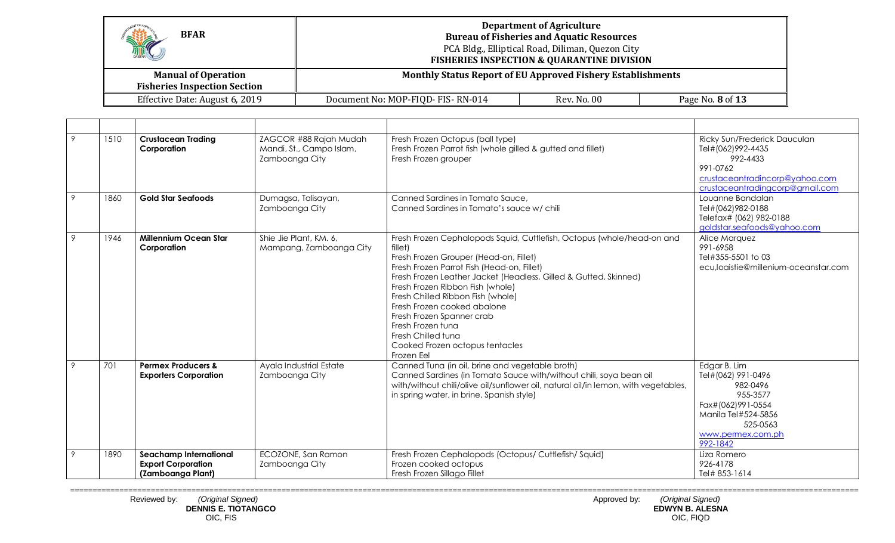| | | | | | |
|---|---|---|---|---|---|
| 9 | 1510 | **Crustacean Trading Corporation** | ZAGCOR #88 Rajah Mudah Mandi, St., Campo Islam, Zamboanga City | Fresh Frozen Octopus (ball type)<br>Fresh Frozen Parrot fish (whole gilled & gutted and fillet)<br>Fresh Frozen grouper | Ricky Sun/Frederick Dauculan<br>Tel#(062)992-4435<br>992-4433<br>991-0762<br>crustaceantradincorp@yahoo.com<br>crustaceantradingcorp@gmail.com |
| 9 | 1860 | **Gold Star Seafoods** | Dumagsa, Talisayan, Zamboanga City | Canned Sardines in Tomato Sauce,<br>Canned Sardines in Tomato's sauce w/ chili | Louanne Bandalan<br>Tel#(062)982-0188<br>Telefax# (062) 982-0188<br>goldstar.seafoods@yahoo.com |
| 9 | 1946 | **Millennium Ocean Star Corporation** | Shie Jie Plant, KM. 6, Mampang, Zamboanga City | Fresh Frozen Cephalopods Squid, Cuttlefish, Octopus (whole/head-on and fillet)<br>Fresh Frozen Grouper (Head-on, Fillet)<br>Fresh Frozen Parrot Fish (Head-on, Fillet)<br>Fresh Frozen Leather Jacket (Headless, Gilled & Gutted, Skinned)<br>Fresh Frozen Ribbon Fish (whole)<br>Fresh Chilled Ribbon Fish (whole)<br>Fresh Frozen cooked abalone<br>Fresh Frozen Spanner crab<br>Fresh Frozen tuna<br>Fresh Chilled tuna<br>Cooked Frozen octopus tentacles<br>Frozen Eel | Alice Marquez<br>991-6958<br>Tel#355-5501 to 03<br>ecu,loaistie@millenium-oceanstar.com |
| 9 | 701 | **Permex Producers & Exporters Corporation** | Ayala Industrial Estate Zamboanga City | Canned Tuna (in oil, brine and vegetable broth)<br>Canned Sardines (in Tomato Sauce with/without chili, soya bean oil with/without chili/olive oil/sunflower oil, natural oil/in lemon, with vegetables, in spring water, in brine, Spanish style) | Edgar B. Lim<br>Tel#(062) 991-0496<br>982-0496<br>955-3577<br>Fax#(062)991-0554<br>Manila Tel#524-5856<br>525-0563<br>www.permex.com.ph<br>992-1842 |
| 9 | 1890 | **Seachamp International Export Corporation (Zamboanga Plant)** | ECOZONE, San Ramon Zamboanga City | Fresh Frozen Cephalopods (Octopus/ Cuttlefish/ Squid)<br>Frozen cooked octopus<br>Fresh Frozen Sillago Fillet | Liza Romero<br>926-4178<br>Tel# 853-1614 |

Reviewed by: *(Original Signed)*
**DENNIS E. TIOTANGCO**
OIC, FIS

Approved by: *(Original Signed)*
**EDWYN B. ALESNA**
OIC, FIQD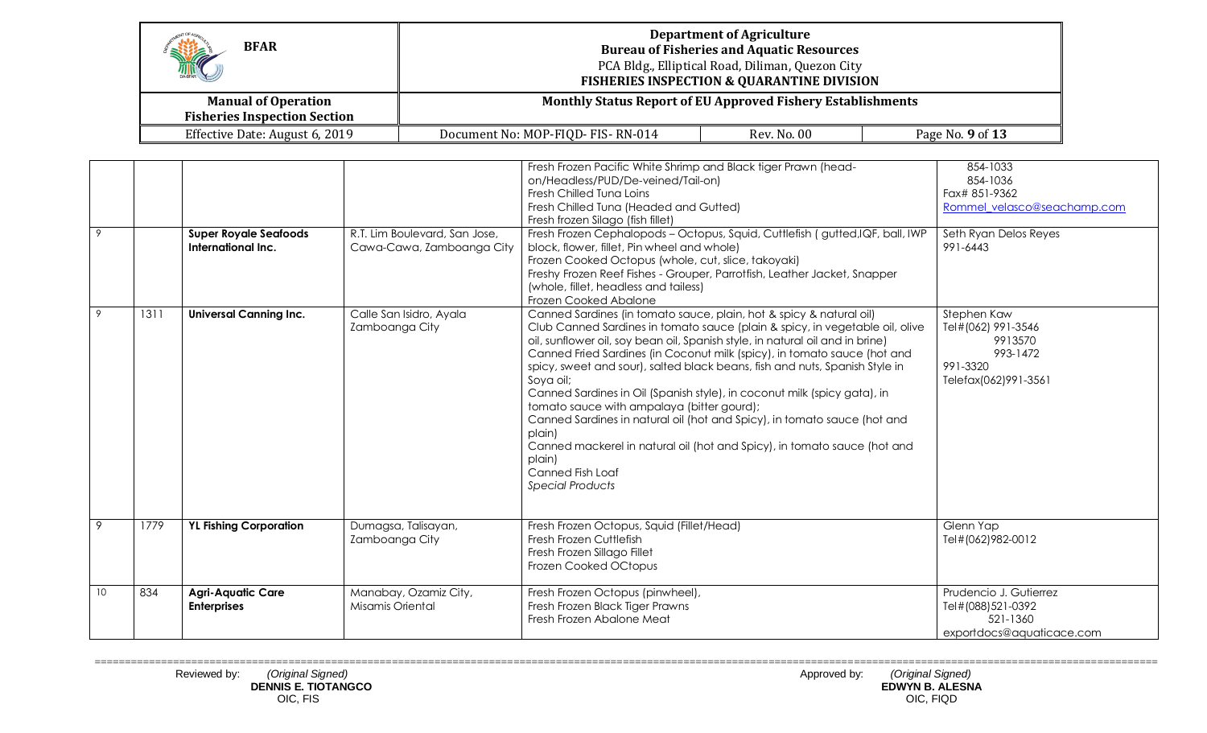| | | | | | |
|---|---|---|---|---|---|
| | | | | Fresh Frozen Pacific White Shrimp and Black tiger Prawn (head-on/Headless/PUD/De-veined/Tail-on)<br>Fresh Chilled Tuna Loins<br>Fresh Chilled Tuna (Headed and Gutted)<br>Fresh frozen Silago (fish fillet) | 854-1033<br>854-1036<br>Fax# 851-9362<br>Rommel_velasco@seachamp.com |
| 9 | | **Super Royale Seafoods International Inc.** | R.T. Lim Boulevard, San Jose, Cawa-Cawa, Zamboanga City | Fresh Frozen Cephalopods – Octopus, Squid, Cuttlefish ( gutted,IQF, ball, IWP block, flower, fillet, Pin wheel and whole)<br>Frozen Cooked Octopus (whole, cut, slice, takoyaki)<br>Freshy Frozen Reef Fishes - Grouper, Parrotfish, Leather Jacket, Snapper (whole, fillet, headless and tailess)<br>Frozen Cooked Abalone | Seth Ryan Delos Reyes<br>991-6443 |
| 9 | 1311 | **Universal Canning Inc.** | Calle San Isidro, Ayala Zamboanga City | Canned Sardines (in tomato sauce, plain, hot & spicy & natural oil)<br>Club Canned Sardines in tomato sauce (plain & spicy, in vegetable oil, olive oil, sunflower oil, soy bean oil, Spanish style, in natural oil and in brine)<br>Canned Fried Sardines (in Coconut milk (spicy), in tomato sauce (hot and spicy, sweet and sour), salted black beans, fish and nuts, Spanish Style in Soya oil;<br>Canned Sardines in Oil (Spanish style), in coconut milk (spicy gata), in tomato sauce with ampalaya (bitter gourd);<br>Canned Sardines in natural oil (hot and Spicy), in tomato sauce (hot and plain)<br>Canned mackerel in natural oil (hot and Spicy), in tomato sauce (hot and plain)<br>Canned Fish Loaf<br>*Special Products* | Stephen Kaw<br>Tel#(062) 991-3546<br>9913570<br>993-1472<br>991-3320<br>Telefax(062)991-3561 |
| 9 | 1779 | **YL Fishing Corporation** | Dumagsa, Talisayan, Zamboanga City | Fresh Frozen Octopus, Squid (Fillet/Head)<br>Fresh Frozen Cuttlefish<br>Fresh Frozen Sillago Fillet<br>Frozen Cooked OCtopus | Glenn Yap<br>Tel#(062)982-0012 |
| 10 | 834 | **Agri-Aquatic Care Enterprises** | Manabay, Ozamiz City, Misamis Oriental | Fresh Frozen Octopus (pinwheel),<br>Fresh Frozen Black Tiger Prawns<br>Fresh Frozen Abalone Meat | Prudencio J. Gutierrez<br>Tel#(088)521-0392<br>521-1360<br>exportdocs@aquaticace.com |

Reviewed by: *(Original Signed)*
**DENNIS E. TIOTANGCO**
OIC, FIS

Approved by: *(Original Signed)*
**EDWYN B. ALESNA**
OIC, FIQD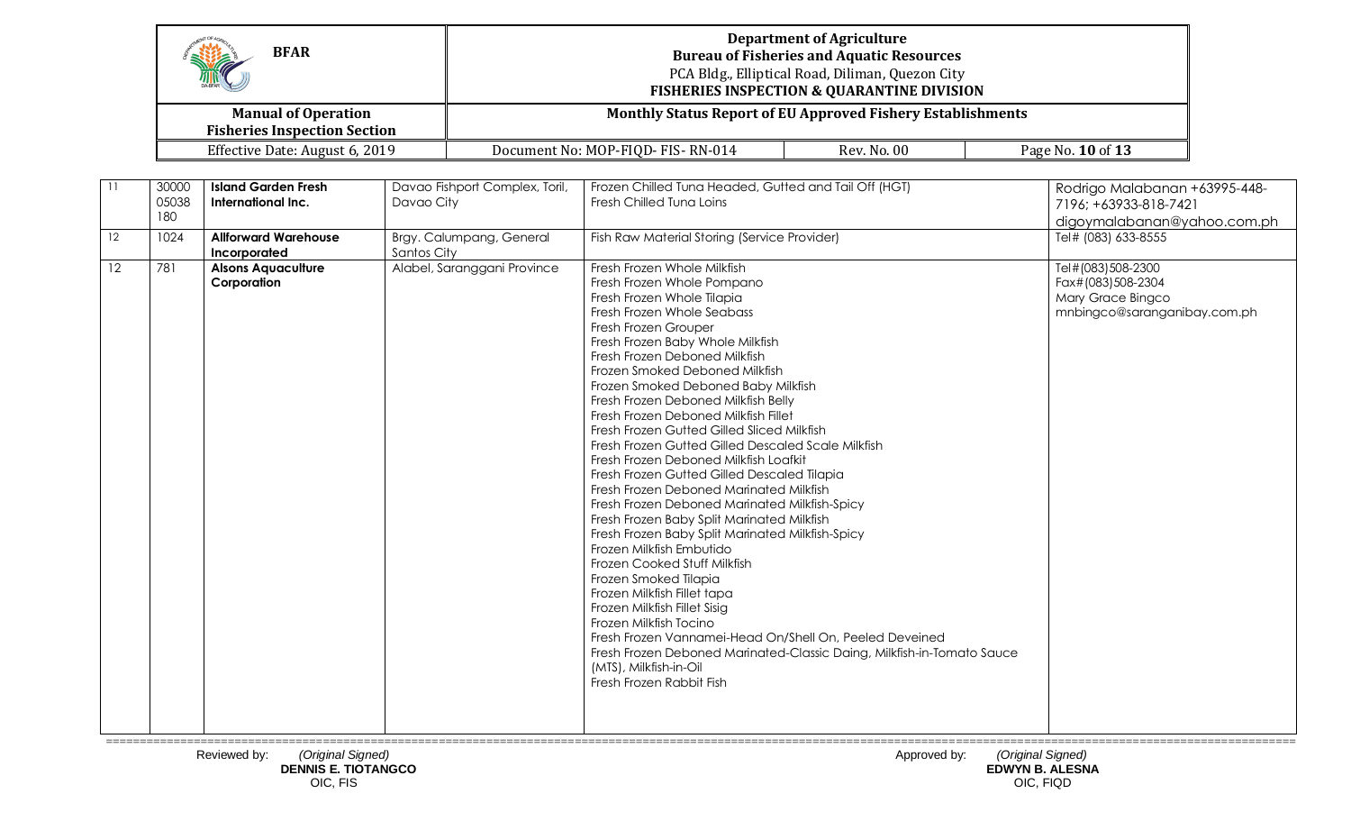| 11 | 30000 05038 180 | **Island Garden Fresh International Inc.** | Davao Fishport Complex, Toril, Davao City | Frozen Chilled Tuna Headed, Gutted and Tail Off (HGT)<br>Fresh Chilled Tuna Loins | Rodrigo Malabanan +63995-448-7196; +63933-818-7421<br>digoymalabanan@yahoo.com.ph |
|---|---|---|---|---|---|
| 12 | 1024 | **Allforward Warehouse Incorporated** | Brgy. Calumpang, General Santos City | Fish Raw Material Storing (Service Provider) | Tel# (083) 633-8555 |
| 12 | 781 | **Alsons Aquaculture Corporation** | Alabel, Saranggani Province | Fresh Frozen Whole Milkfish<br>Fresh Frozen Whole Pompano<br>Fresh Frozen Whole Tilapia<br>Fresh Frozen Whole Seabass<br>Fresh Frozen Grouper<br>Fresh Frozen Baby Whole Milkfish<br>Fresh Frozen Deboned Milkfish<br>Frozen Smoked Deboned Milkfish<br>Frozen Smoked Deboned Baby Milkfish<br>Fresh Frozen Deboned Milkfish Belly<br>Fresh Frozen Deboned Milkfish Fillet<br>Fresh Frozen Gutted Gilled Sliced Milkfish<br>Fresh Frozen Gutted Gilled Descaled Scale Milkfish<br>Fresh Frozen Deboned Milkfish Loafkit<br>Fresh Frozen Gutted Gilled Descaled Tilapia<br>Fresh Frozen Deboned Marinated Milkfish<br>Fresh Frozen Deboned Marinated Milkfish-Spicy<br>Fresh Frozen Baby Split Marinated Milkfish<br>Fresh Frozen Baby Split Marinated Milkfish-Spicy<br>Frozen Milkfish Embutido<br>Frozen Cooked Stuff Milkfish<br>Frozen Smoked Tilapia<br>Frozen Milkfish Fillet tapa<br>Frozen Milkfish Fillet Sisig<br>Frozen Milkfish Tocino<br>Fresh Frozen Vannamei-Head On/Shell On, Peeled Deveined<br>Fresh Frozen Deboned Marinated-Classic Daing, Milkfish-in-Tomato Sauce (MTS), Milkfish-in-Oil<br>Fresh Frozen Rabbit Fish | Tel#(083)508-2300<br>Fax#(083)508-2304<br>Mary Grace Bingco<br>mnbingco@saranganibay.com.ph |

Reviewed by: *(Original Signed)*
**DENNIS E. TIOTANGCO**
OIC, FIS

Approved by: *(Original Signed)*
**EDWYN B. ALESNA**
OIC, FIQD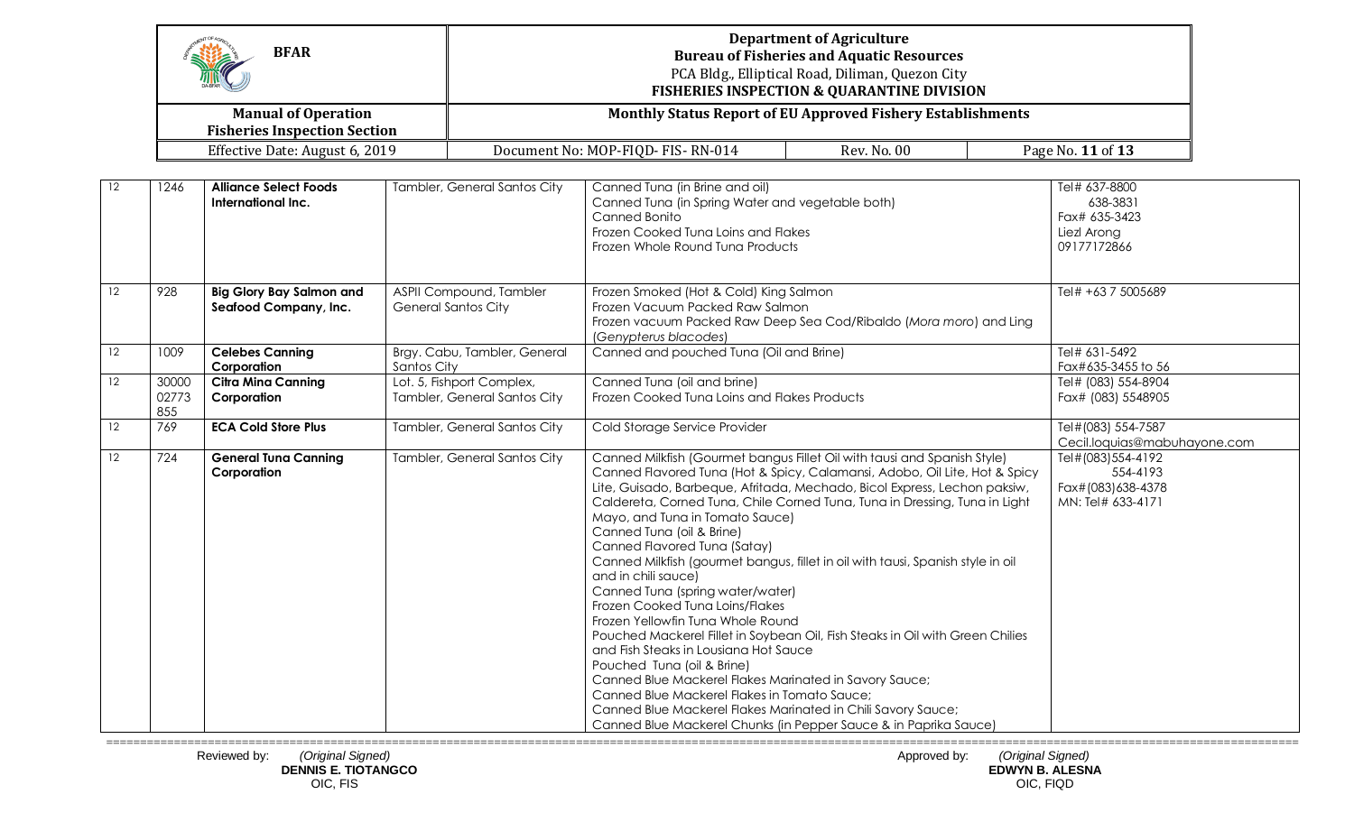| 12 | 1246 | **Alliance Select Foods International Inc.** | Tambler, General Santos City | Canned Tuna (in Brine and oil)<br>Canned Tuna (in Spring Water and vegetable both)<br>Canned Bonito<br>Frozen Cooked Tuna Loins and Flakes<br>Frozen Whole Round Tuna Products | Tel# 637-8800<br>638-3831<br>Fax# 635-3423<br>Liezl Arong<br>09177172866 |
|---|---|---|---|---|---|
| 12 | 928 | **Big Glory Bay Salmon and Seafood Company, Inc.** | ASPII Compound, Tambler General Santos City | Frozen Smoked (Hot & Cold) King Salmon<br>Frozen Vacuum Packed Raw Salmon<br>Frozen vacuum Packed Raw Deep Sea Cod/Ribaldo (*Mora moro*) and Ling (*Genypterus blacodes*) | Tel# +63 7 5005689 |
| 12 | 1009 | **Celebes Canning Corporation** | Brgy. Cabu, Tambler, General Santos City | Canned and pouched Tuna (Oil and Brine) | Tel# 631-5492<br>Fax#635-3455 to 56 |
| 12 | 30000 02773 855 | **Citra Mina Canning Corporation** | Lot. 5, Fishport Complex, Tambler, General Santos City | Canned Tuna (oil and brine)<br>Frozen Cooked Tuna Loins and Flakes Products | Tel# (083) 554-8904<br>Fax# (083) 5548905 |
| 12 | 769 | **ECA Cold Store Plus** | Tambler, General Santos City | Cold Storage Service Provider | Tel#(083) 554-7587<br>Cecil.loquias@mabuhayone.com |
| 12 | 724 | **General Tuna Canning Corporation** | Tambler, General Santos City | Canned Milkfish (Gourmet bangus Fillet Oil with tausi and Spanish Style)<br>Canned Flavored Tuna (Hot & Spicy, Calamansi, Adobo, Oil Lite, Hot & Spicy Lite, Guisado, Barbeque, Afritada, Mechado, Bicol Express, Lechon paksiw, Caldereta, Corned Tuna, Chile Corned Tuna, Tuna in Dressing, Tuna in Light Mayo, and Tuna in Tomato Sauce)<br>Canned Tuna (oil & Brine)<br>Canned Flavored Tuna (Satay)<br>Canned Milkfish (gourmet bangus, fillet in oil with tausi, Spanish style in oil and in chili sauce)<br>Canned Tuna (spring water/water)<br>Frozen Cooked Tuna Loins/Flakes<br>Frozen Yellowfin Tuna Whole Round<br>Pouched Mackerel Fillet in Soybean Oil, Fish Steaks in Oil with Green Chilies and Fish Steaks in Lousiana Hot Sauce<br>Pouched Tuna (oil & Brine)<br>Canned Blue Mackerel Flakes Marinated in Savory Sauce;<br>Canned Blue Mackerel Flakes in Tomato Sauce;<br>Canned Blue Mackerel Flakes Marinated in Chili Savory Sauce;<br>Canned Blue Mackerel Chunks (in Pepper Sauce & in Paprika Sauce) | Tel#(083)554-4192<br>554-4193<br>Fax#(083)638-4378<br>MN: Tel# 633-4171 |

Reviewed by: *(Original Signed)*
**DENNIS E. TIOTANGCO**
OIC, FIS

Approved by: *(Original Signed)*
**EDWYN B. ALESNA**
OIC, FIQD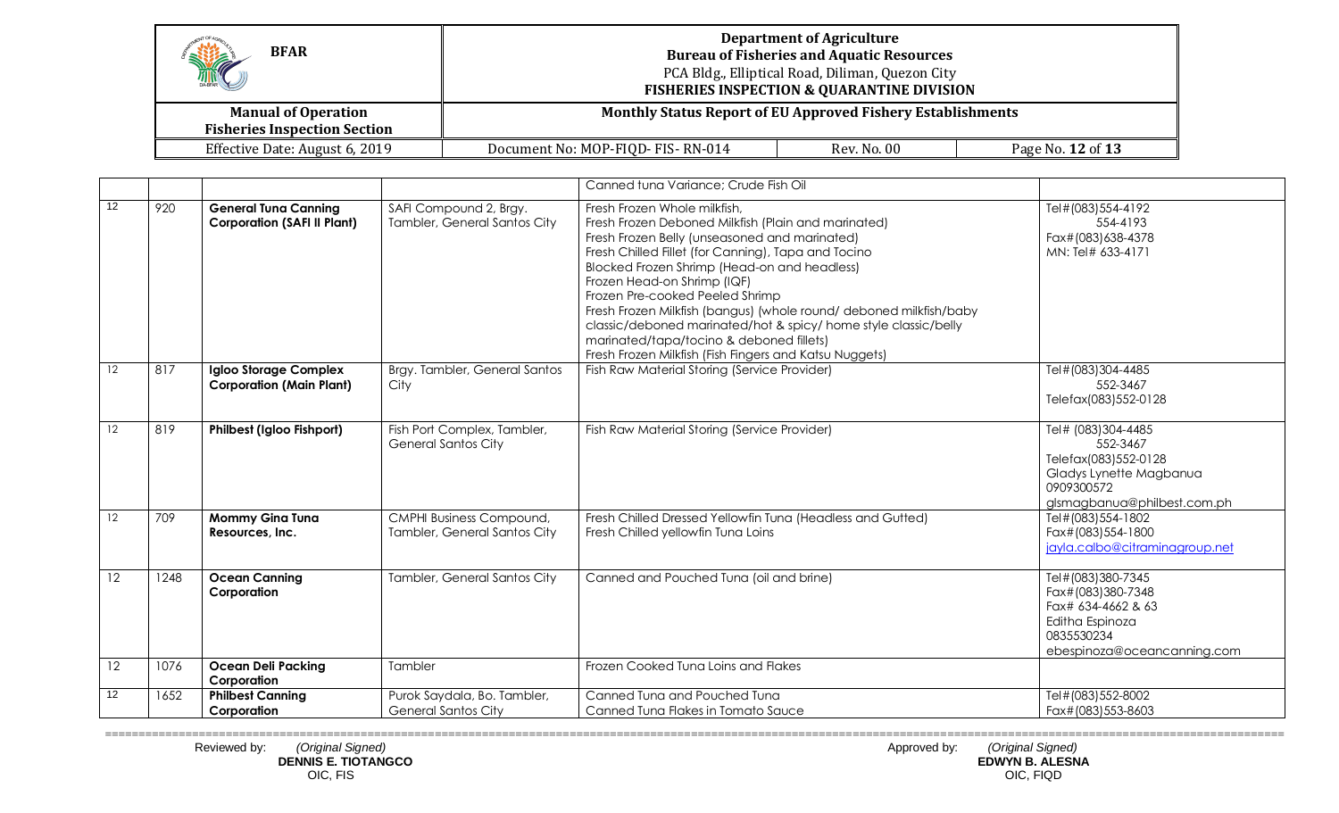| | | | | Canned tuna Variance; Crude Fish Oil | |
|---|---|---|---|---|---|
| 12 | 920 | **General Tuna Canning Corporation (SAFI II Plant)** | SAFI Compound 2, Brgy. Tambler, General Santos City | Fresh Frozen Whole milkfish,<br>Fresh Frozen Deboned Milkfish (Plain and marinated)<br>Fresh Frozen Belly (unseasoned and marinated)<br>Fresh Chilled Fillet (for Canning), Tapa and Tocino<br>Blocked Frozen Shrimp (Head-on and headless)<br>Frozen Head-on Shrimp (IQF)<br>Frozen Pre-cooked Peeled Shrimp<br>Fresh Frozen Milkfish (bangus) (whole round/ deboned milkfish/baby classic/deboned marinated/hot & spicy/ home style classic/belly marinated/tapa/tocino & deboned fillets)<br>Fresh Frozen Milkfish (Fish Fingers and Katsu Nuggets) | Tel#(083)554-4192<br>554-4193<br>Fax#(083)638-4378<br>MN: Tel# 633-4171 |
| 12 | 817 | **Igloo Storage Complex Corporation (Main Plant)** | Brgy. Tambler, General Santos City | Fish Raw Material Storing (Service Provider) | Tel#(083)304-4485<br>552-3467<br>Telefax(083)552-0128 |
| 12 | 819 | **Philbest (Igloo Fishport)** | Fish Port Complex, Tambler, General Santos City | Fish Raw Material Storing (Service Provider) | Tel# (083)304-4485<br>552-3467<br>Telefax(083)552-0128<br>Gladys Lynette Magbanua<br>0909300572<br>glsmagbanua@philbest.com.ph |
| 12 | 709 | **Mommy Gina Tuna Resources, Inc.** | CMPHI Business Compound, Tambler, General Santos City | Fresh Chilled Dressed Yellowfin Tuna (Headless and Gutted)<br>Fresh Chilled yellowfin Tuna Loins | Tel#(083)554-1802<br>Fax#(083)554-1800<br>jayla.calbo@citraminagroup.net |
| 12 | 1248 | **Ocean Canning Corporation** | Tambler, General Santos City | Canned and Pouched Tuna (oil and brine) | Tel#(083)380-7345<br>Fax#(083)380-7348<br>Fax# 634-4662 & 63<br>Editha Espinoza<br>0835530234<br>ebespinoza@oceancanning.com |
| 12 | 1076 | **Ocean Deli Packing Corporation** | Tambler | Frozen Cooked Tuna Loins and Flakes | |
| 12 | 1652 | **Philbest Canning Corporation** | Purok Saydala, Bo. Tambler, General Santos City | Canned Tuna and Pouched Tuna<br>Canned Tuna Flakes in Tomato Sauce | Tel#(083)552-8002<br>Fax#(083)553-8603 |

Reviewed by: *(Original Signed)*
**DENNIS E. TIOTANGCO**
OIC, FIS

Approved by: *(Original Signed)*
**EDWYN B. ALESNA**
OIC, FIQD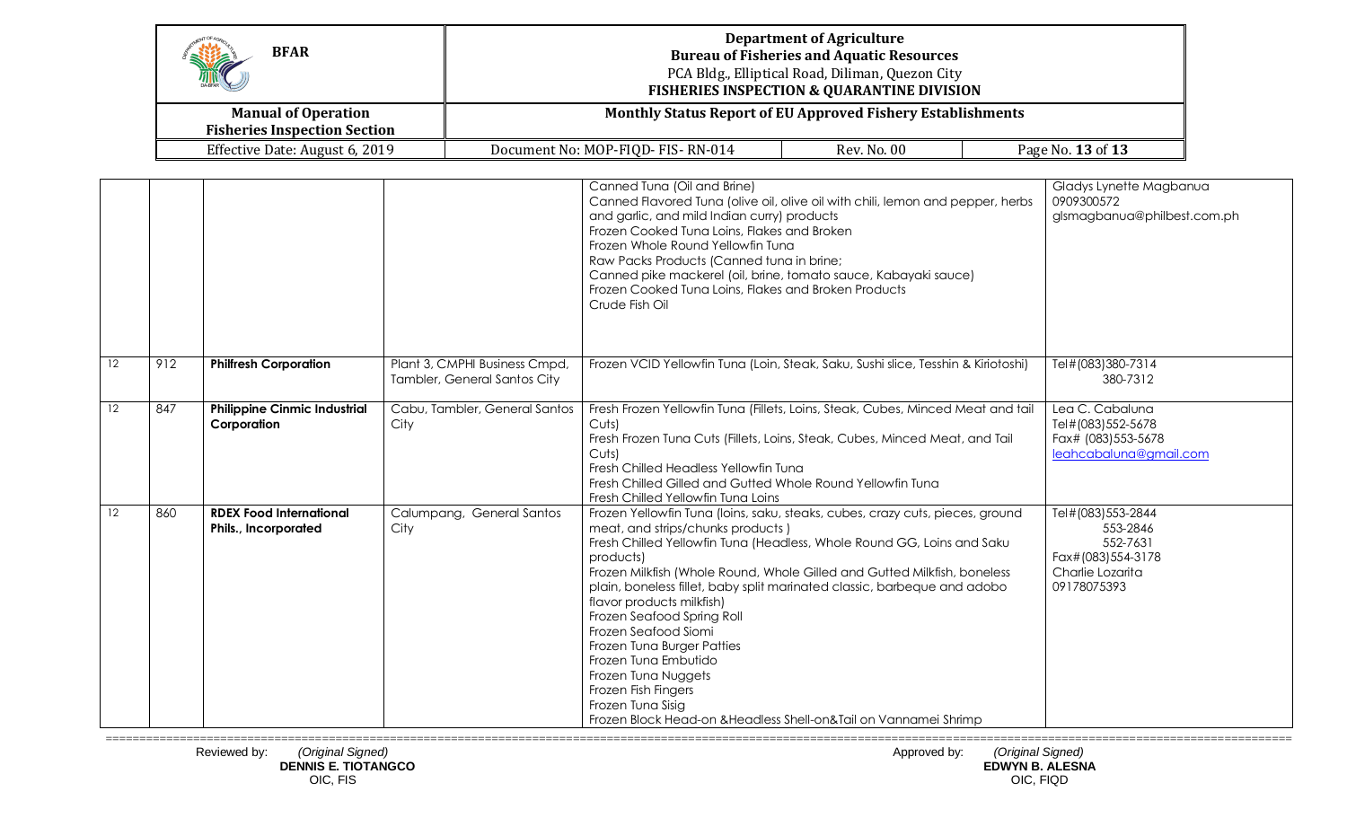| | | | | | |
|---|---|---|---|---|---|
| | | | | Canned Tuna (Oil and Brine)<br>Canned Flavored Tuna (olive oil, olive oil with chili, lemon and pepper, herbs and garlic, and mild Indian curry) products<br>Frozen Cooked Tuna Loins, Flakes and Broken<br>Frozen Whole Round Yellowfin Tuna<br>Raw Packs Products (Canned tuna in brine;<br>Canned pike mackerel (oil, brine, tomato sauce, Kabayaki sauce)<br>Frozen Cooked Tuna Loins, Flakes and Broken Products<br>Crude Fish Oil | Gladys Lynette Magbanua<br>0909300572<br>glsmagbanua@philbest.com.ph |
| 12 | 912 | **Philfresh Corporation** | Plant 3, CMPHI Business Cmpd, Tambler, General Santos City | Frozen VCID Yellowfin Tuna (Loin, Steak, Saku, Sushi slice, Tesshin & Kiriotoshi) | Tel#(083)380-7314<br>380-7312 |
| 12 | 847 | **Philippine Cinmic Industrial Corporation** | Cabu, Tambler, General Santos City | Fresh Frozen Yellowfin Tuna (Fillets, Loins, Steak, Cubes, Minced Meat and tail Cuts)<br>Fresh Frozen Tuna Cuts (Fillets, Loins, Steak, Cubes, Minced Meat, and Tail Cuts)<br>Fresh Chilled Headless Yellowfin Tuna<br>Fresh Chilled Gilled and Gutted Whole Round Yellowfin Tuna<br>Fresh Chilled Yellowfin Tuna Loins | Lea C. Cabaluna<br>Tel#(083)552-5678<br>Fax# (083)553-5678<br>leahcabaluna@gmail.com |
| 12 | 860 | **RDEX Food International Phils., Incorporated** | Calumpang, General Santos City | Frozen Yellowfin Tuna (loins, saku, steaks, cubes, crazy cuts, pieces, ground meat, and strips/chunks products )<br>Fresh Chilled Yellowfin Tuna (Headless, Whole Round GG, Loins and Saku products)<br>Frozen Milkfish (Whole Round, Whole Gilled and Gutted Milkfish, boneless plain, boneless fillet, baby split marinated classic, barbeque and adobo flavor products milkfish)<br>Frozen Seafood Spring Roll<br>Frozen Seafood Siomi<br>Frozen Tuna Burger Patties<br>Frozen Tuna Embutido<br>Frozen Tuna Nuggets<br>Frozen Fish Fingers<br>Frozen Tuna Sisig<br>Frozen Block Head-on &Headless Shell-on&Tail on Vannamei Shrimp | Tel#(083)553-2844<br>553-2846<br>552-7631<br>Fax#(083)554-3178<br>Charlie Lozarita<br>09178075393 |

Reviewed by: *(Original Signed)*
**DENNIS E. TIOTANGCO**
OIC, FIS

Approved by: *(Original Signed)*
**EDWYN B. ALESNA**
OIC, FIQD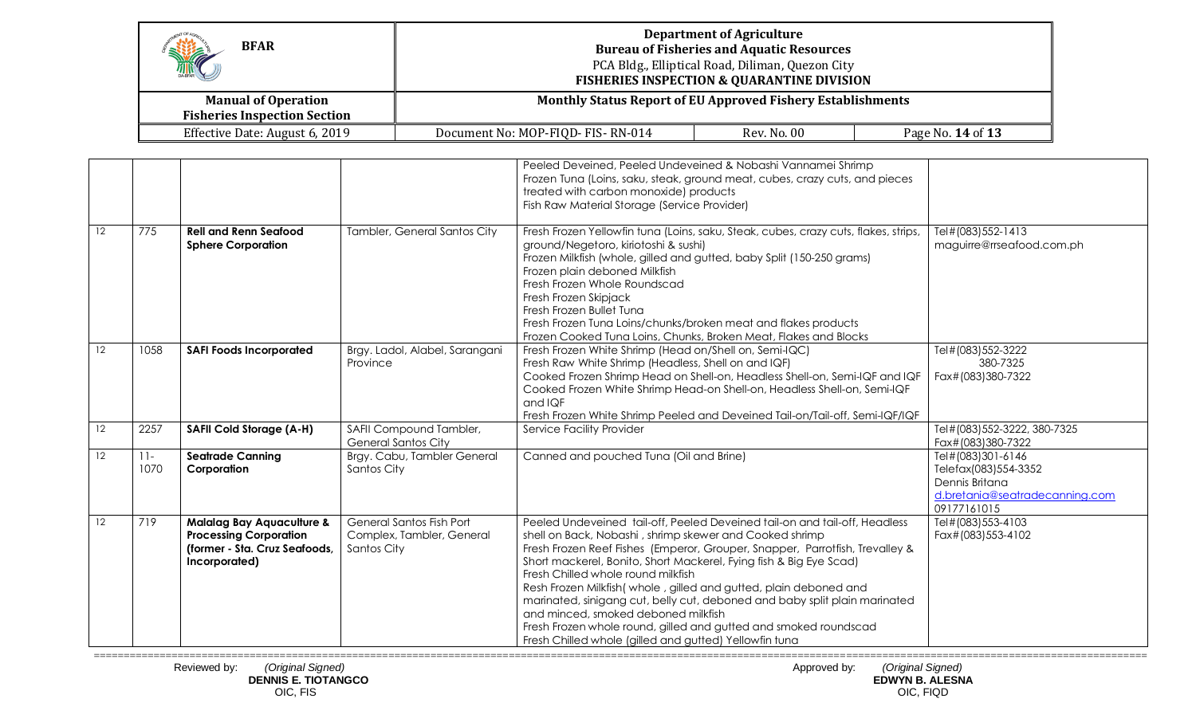|  |  |  |  | Peeled Deveined, Peeled Undeveined & Nobashi Vannamei Shrimp<br>Frozen Tuna (Loins, saku, steak, ground meat, cubes, crazy cuts, and pieces treated with carbon monoxide) products<br>Fish Raw Material Storage (Service Provider) |  |
|---|---|---|---|---|---|
| 12 | 775 | **Rell and Renn Seafood Sphere Corporation** | Tambler, General Santos City | Fresh Frozen Yellowfin tuna (Loins, saku, Steak, cubes, crazy cuts, flakes, strips, ground/Negetoro, kiriotoshi & sushi)<br>Frozen Milkfish (whole, gilled and gutted, baby Split (150-250 grams)<br>Frozen plain deboned Milkfish<br>Fresh Frozen Whole Roundscad<br>Fresh Frozen Skipjack<br>Fresh Frozen Bullet Tuna<br>Fresh Frozen Tuna Loins/chunks/broken meat and flakes products<br>Frozen Cooked Tuna Loins, Chunks, Broken Meat, Flakes and Blocks | Tel#(083)552-1413<br>maguirre@rrseafood.com.ph |
| 12 | 1058 | **SAFI Foods Incorporated** | Brgy. Ladol, Alabel, Sarangani Province | Fresh Frozen White Shrimp (Head on/Shell on, Semi-IQC)<br>Fresh Raw White Shrimp (Headless, Shell on and IQF)<br>Cooked Frozen Shrimp Head on Shell-on, Headless Shell-on, Semi-IQF and IQF<br>Cooked Frozen White Shrimp Head-on Shell-on, Headless Shell-on, Semi-IQF and IQF<br>Fresh Frozen White Shrimp Peeled and Deveined Tail-on/Tail-off, Semi-IQF/IQF | Tel#(083)552-3222<br>380-7325<br>Fax#(083)380-7322 |
| 12 | 2257 | **SAFII Cold Storage (A-H)** | SAFII Compound Tambler, General Santos City | Service Facility Provider | Tel#(083)552-3222, 380-7325<br>Fax#(083)380-7322 |
| 12 | 11-1070 | **Seatrade Canning Corporation** | Brgy. Cabu, Tambler General Santos City | Canned and pouched Tuna (Oil and Brine) | Tel#(083)301-6146<br>Telefax(083)554-3352<br>Dennis Britana<br>d.bretania@seatradecanning.com<br>09177161015 |
| 12 | 719 | **Malalag Bay Aquaculture & Processing Corporation (former - Sta. Cruz Seafoods, Incorporated)** | General Santos Fish Port Complex, Tambler, General Santos City | Peeled Undeveined tail-off, Peeled Deveined tail-on and tail-off, Headless shell on Back, Nobashi , shrimp skewer and Cooked shrimp<br>Fresh Frozen Reef Fishes (Emperor, Grouper, Snapper, Parrotfish, Trevalley & Short mackerel, Bonito, Short Mackerel, Fying fish & Big Eye Scad)<br>Fresh Chilled whole round milkfish<br>Resh Frozen Milkfish( whole , gilled and gutted, plain deboned and marinated, sinigang cut, belly cut, deboned and baby split plain marinated and minced, smoked deboned milkfish<br>Fresh Frozen whole round, gilled and gutted and smoked roundscad<br>Fresh Chilled whole (gilled and gutted) Yellowfin tuna | Tel#(083)553-4103<br>Fax#(083)553-4102 |

Reviewed by: *(Original Signed)*
**DENNIS E. TIOTANGCO**
OIC, FIS

Approved by: *(Original Signed)*
**EDWYN B. ALESNA**
OIC, FIQD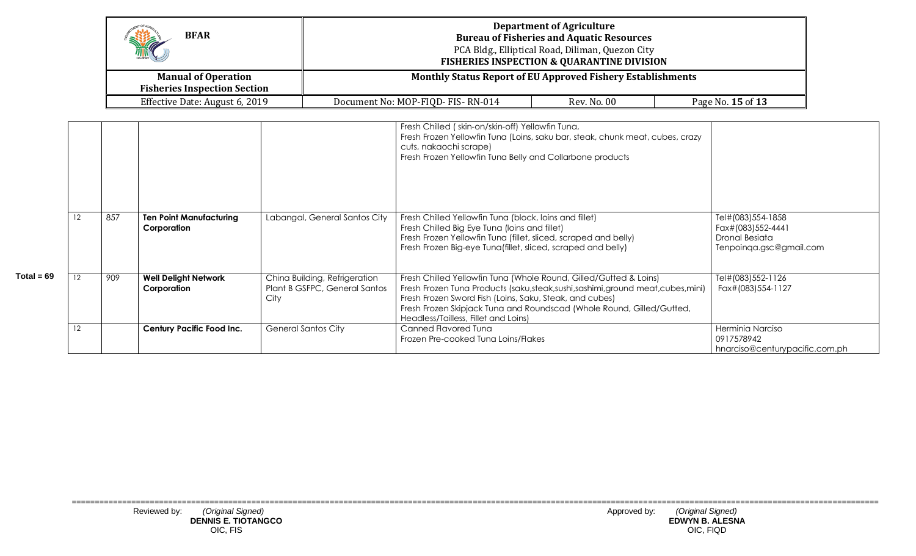| | | | | | |
|---|---|---|---|---|---|
| | | | | Fresh Chilled ( skin-on/skin-off) Yellowfin Tuna,<br>Fresh Frozen Yellowfin Tuna (Loins, saku bar, steak, chunk meat, cubes, crazy cuts, nakaochi scrape)<br>Fresh Frozen Yellowfin Tuna Belly and Collarbone products | |
| 12 | 857 | **Ten Point Manufacturing Corporation** | Labangal, General Santos City | Fresh Chilled Yellowfin Tuna (block, loins and fillet)<br>Fresh Chilled Big Eye Tuna (loins and fillet)<br>Fresh Frozen Yellowfin Tuna (fillet, sliced, scraped and belly)<br>Fresh Frozen Big-eye Tuna(fillet, sliced, scraped and belly) | Tel#(083)554-1858<br>Fax#(083)552-4441<br>Dronal Besiata<br>Tenpoinqa.gsc@gmail.com |
| 12 | 909 | **Well Delight Network Corporation** | China Building, Refrigeration Plant B GSFPC, General Santos City | Fresh Chilled Yellowfin Tuna (Whole Round, Gilled/Gutted & Loins)<br>Fresh Frozen Tuna Products (saku,steak,sushi,sashimi,ground meat,cubes,mini)<br>Fresh Frozen Sword Fish (Loins, Saku, Steak, and cubes)<br>Fresh Frozen Skipjack Tuna and Roundscad (Whole Round, Gilled/Gutted, Headless/Tailless, Fillet and Loins) | Tel#(083)552-1126<br>Fax#(083)554-1127 |
| 12 | | **Century Pacific Food Inc.** | General Santos City | Canned Flavored Tuna<br>Frozen Pre-cooked Tuna Loins/Flakes | Herminia Narciso<br>0917578942<br>hnarciso@centurypacific.com.ph |

**Total = 69**

Reviewed by: *(Original Signed)*
**DENNIS E. TIOTANGCO**
OIC, FIS

Approved by: *(Original Signed)*
**EDWYN B. ALESNA**
OIC, FIQD